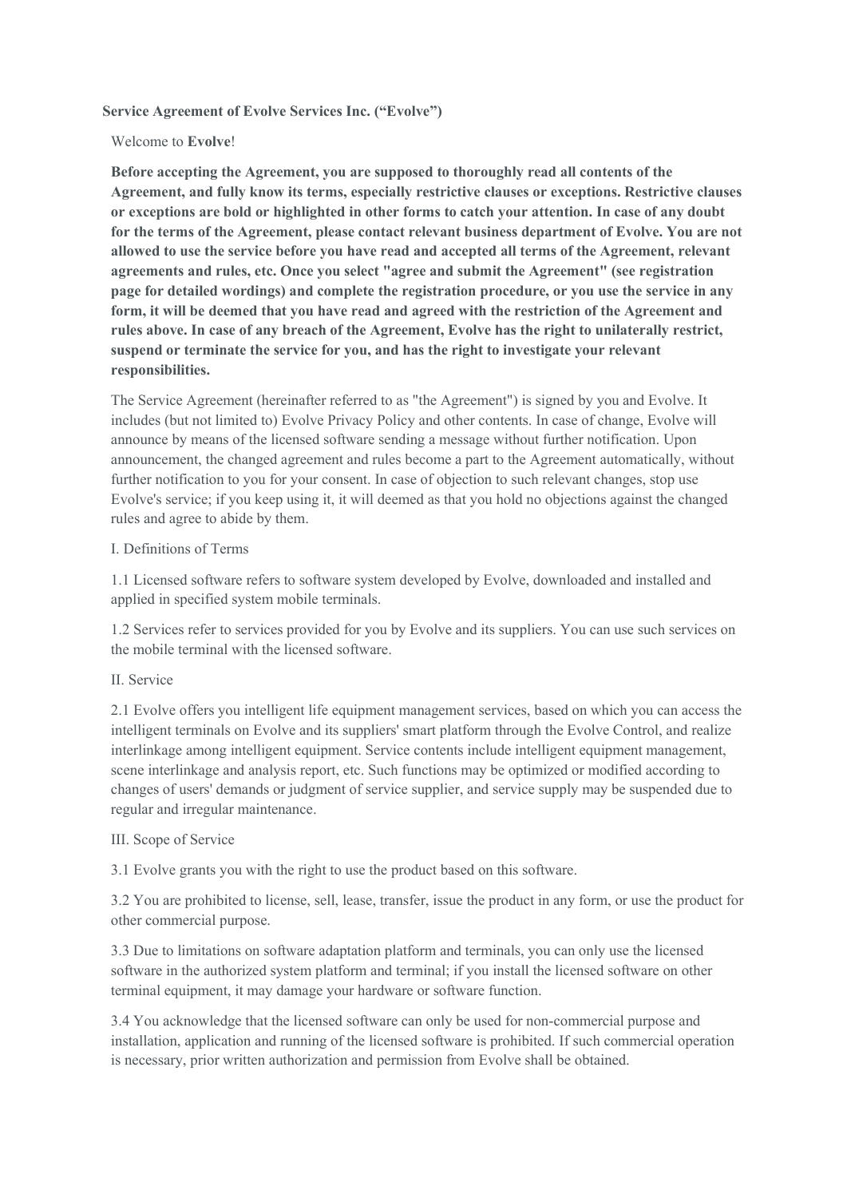**Service Agreement of Evolve Services Inc. ("Evolve")**

Welcome to **Evolve**!

**Before accepting the Agreement, you are supposed to thoroughly read all contents of the Agreement, and fully know its terms, especially restrictive clauses or exceptions. Restrictive clauses or exceptions are bold or highlighted in other forms to catch your attention. In case of any doubt for the terms of the Agreement, please contact relevant business department of Evolve. You are not allowed to use the service before you have read and accepted all terms of the Agreement, relevant agreements and rules, etc. Once you select "agree and submit the Agreement" (see registration page for detailed wordings) and complete the registration procedure, or you use the service in any form, it will be deemed that you have read and agreed with the restriction of the Agreement and rules above. In case of any breach of the Agreement, Evolve has the right to unilaterally restrict, suspend or terminate the service for you, and has the right to investigate your relevant responsibilities.**

The Service Agreement (hereinafter referred to as "the Agreement") is signed by you and Evolve. It includes (but not limited to) Evolve Privacy Policy and other contents. In case of change, Evolve will announce by means of the licensed software sending a message without further notification. Upon announcement, the changed agreement and rules become a part to the Agreement automatically, without further notification to you for your consent. In case of objection to such relevant changes, stop use Evolve's service; if you keep using it, it will deemed as that you hold no objections against the changed rules and agree to abide by them.

I. Definitions of Terms

1.1 Licensed software refers to software system developed by Evolve, downloaded and installed and applied in specified system mobile terminals.

1.2 Services refer to services provided for you by Evolve and its suppliers. You can use such services on the mobile terminal with the licensed software.

II. Service

2.1 Evolve offers you intelligent life equipment management services, based on which you can access the intelligent terminals on Evolve and its suppliers' smart platform through the Evolve Control, and realize interlinkage among intelligent equipment. Service contents include intelligent equipment management, scene interlinkage and analysis report, etc. Such functions may be optimized or modified according to changes of users' demands or judgment of service supplier, and service supply may be suspended due to regular and irregular maintenance.

III. Scope of Service

3.1 Evolve grants you with the right to use the product based on this software.

3.2 You are prohibited to license, sell, lease, transfer, issue the product in any form, or use the product for other commercial purpose.

3.3 Due to limitations on software adaptation platform and terminals, you can only use the licensed software in the authorized system platform and terminal; if you install the licensed software on other terminal equipment, it may damage your hardware or software function.

3.4 You acknowledge that the licensed software can only be used for non-commercial purpose and installation, application and running of the licensed software is prohibited. If such commercial operation is necessary, prior written authorization and permission from Evolve shall be obtained.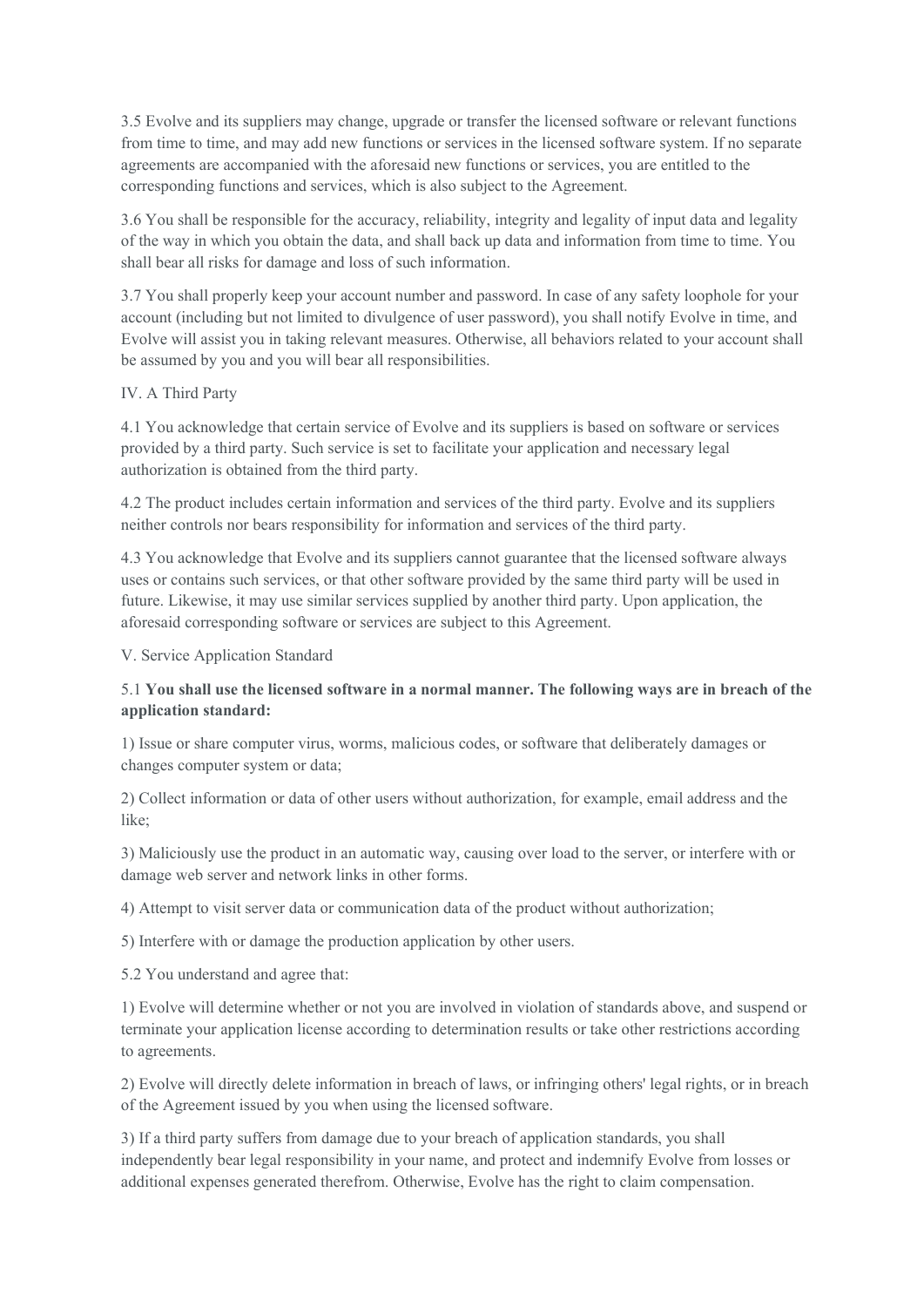3.5 Evolve and its suppliers may change, upgrade or transfer the licensed software or relevant functions from time to time, and may add new functions or services in the licensed software system. If no separate agreements are accompanied with the aforesaid new functions or services, you are entitled to the corresponding functions and services, which is also subject to the Agreement.

3.6 You shall be responsible for the accuracy, reliability, integrity and legality of input data and legality of the way in which you obtain the data, and shall back up data and information from time to time. You shall bear all risks for damage and loss of such information.

3.7 You shall properly keep your account number and password. In case of any safety loophole for your account (including but not limited to divulgence of user password), you shall notify Evolve in time, and Evolve will assist you in taking relevant measures. Otherwise, all behaviors related to your account shall be assumed by you and you will bear all responsibilities.

IV. A Third Party

4.1 You acknowledge that certain service of Evolve and its suppliers is based on software or services provided by a third party. Such service is set to facilitate your application and necessary legal authorization is obtained from the third party.

4.2 The product includes certain information and services of the third party. Evolve and its suppliers neither controls nor bears responsibility for information and services of the third party.

4.3 You acknowledge that Evolve and its suppliers cannot guarantee that the licensed software always uses or contains such services, or that other software provided by the same third party will be used in future. Likewise, it may use similar services supplied by another third party. Upon application, the aforesaid corresponding software or services are subject to this Agreement.

V. Service Application Standard

5.1 **You shall use the licensed software in a normal manner. The following ways are in breach of the application standard:**

1) Issue or share computer virus, worms, malicious codes, or software that deliberately damages or changes computer system or data;

2) Collect information or data of other users without authorization, for example, email address and the like;

3) Maliciously use the product in an automatic way, causing over load to the server, or interfere with or damage web server and network links in other forms.

4) Attempt to visit server data or communication data of the product without authorization;

5) Interfere with or damage the production application by other users.

5.2 You understand and agree that:

1) Evolve will determine whether or not you are involved in violation of standards above, and suspend or terminate your application license according to determination results or take other restrictions according to agreements.

2) Evolve will directly delete information in breach of laws, or infringing others' legal rights, or in breach of the Agreement issued by you when using the licensed software.

3) If a third party suffers from damage due to your breach of application standards, you shall independently bear legal responsibility in your name, and protect and indemnify Evolve from losses or additional expenses generated therefrom. Otherwise, Evolve has the right to claim compensation.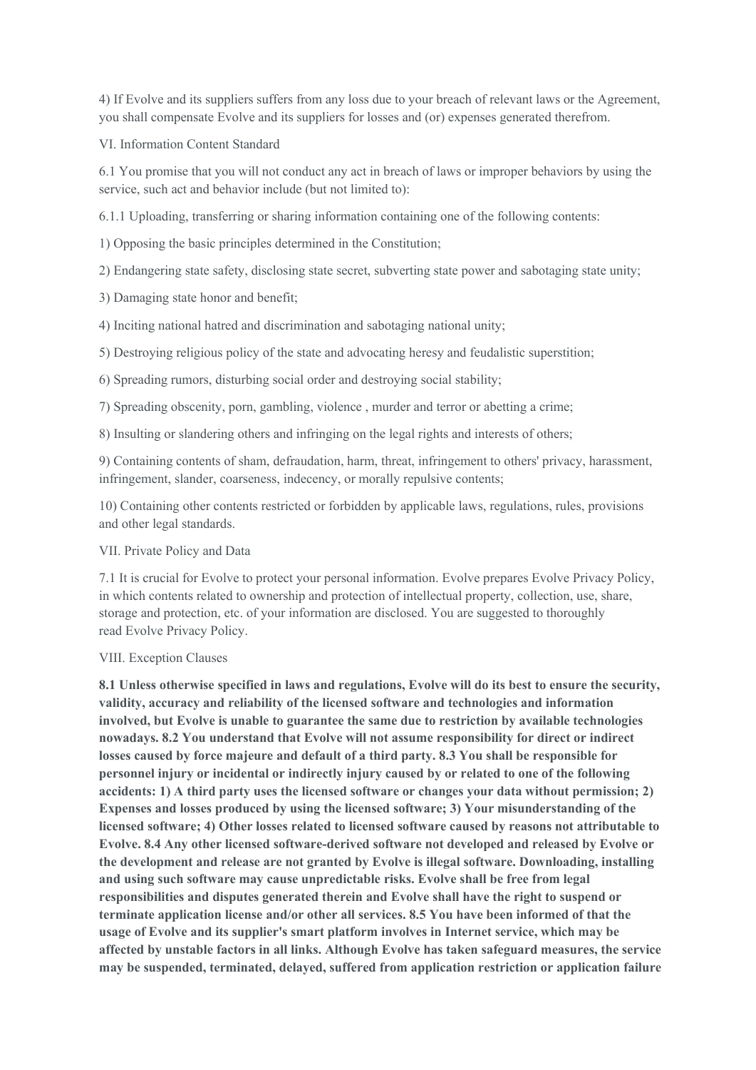4) If Evolve and its suppliers suffers from any loss due to your breach of relevant laws or the Agreement, you shall compensate Evolve and its suppliers for losses and (or) expenses generated therefrom.

VI. Information Content Standard

6.1 You promise that you will not conduct any act in breach of laws or improper behaviors by using the service, such act and behavior include (but not limited to):

6.1.1 Uploading, transferring or sharing information containing one of the following contents:

1) Opposing the basic principles determined in the Constitution;

2) Endangering state safety, disclosing state secret, subverting state power and sabotaging state unity;

3) Damaging state honor and benefit;

4) Inciting national hatred and discrimination and sabotaging national unity;

5) Destroying religious policy of the state and advocating heresy and feudalistic superstition;

6) Spreading rumors, disturbing social order and destroying social stability;

7) Spreading obscenity, porn, gambling, violence , murder and terror or abetting a crime;

8) Insulting or slandering others and infringing on the legal rights and interests of others;

9) Containing contents of sham, defraudation, harm, threat, infringement to others' privacy, harassment, infringement, slander, coarseness, indecency, or morally repulsive contents;

10) Containing other contents restricted or forbidden by applicable laws, regulations, rules, provisions and other legal standards.

VII. Private Policy and Data

7.1 It is crucial for Evolve to protect your personal information. Evolve prepares Evolve Privacy Policy, in which contents related to ownership and protection of intellectual property, collection, use, share, storage and protection, etc. of your information are disclosed. You are suggested to thoroughly read Evolve Privacy Policy.

VIII. Exception Clauses

**8.1 Unless otherwise specified in laws and regulations, Evolve will do its best to ensure the security, validity, accuracy and reliability of the licensed software and technologies and information involved, but Evolve is unable to guarantee the same due to restriction by available technologies nowadays. 8.2 You understand that Evolve will not assume responsibility for direct or indirect losses caused by force majeure and default of a third party. 8.3 You shall be responsible for personnel injury or incidental or indirectly injury caused by or related to one of the following accidents: 1) A third party uses the licensed software or changes your data without permission; 2) Expenses and losses produced by using the licensed software; 3) Your misunderstanding of the licensed software; 4) Other losses related to licensed software caused by reasons not attributable to Evolve. 8.4 Any other licensed software-derived software not developed and released by Evolve or the development and release are not granted by Evolve is illegal software. Downloading, installing and using such software may cause unpredictable risks. Evolve shall be free from legal responsibilities and disputes generated therein and Evolve shall have the right to suspend or terminate application license and/or other all services. 8.5 You have been informed of that the usage of Evolve and its supplier's smart platform involves in Internet service, which may be affected by unstable factors in all links. Although Evolve has taken safeguard measures, the service may be suspended, terminated, delayed, suffered from application restriction or application failure**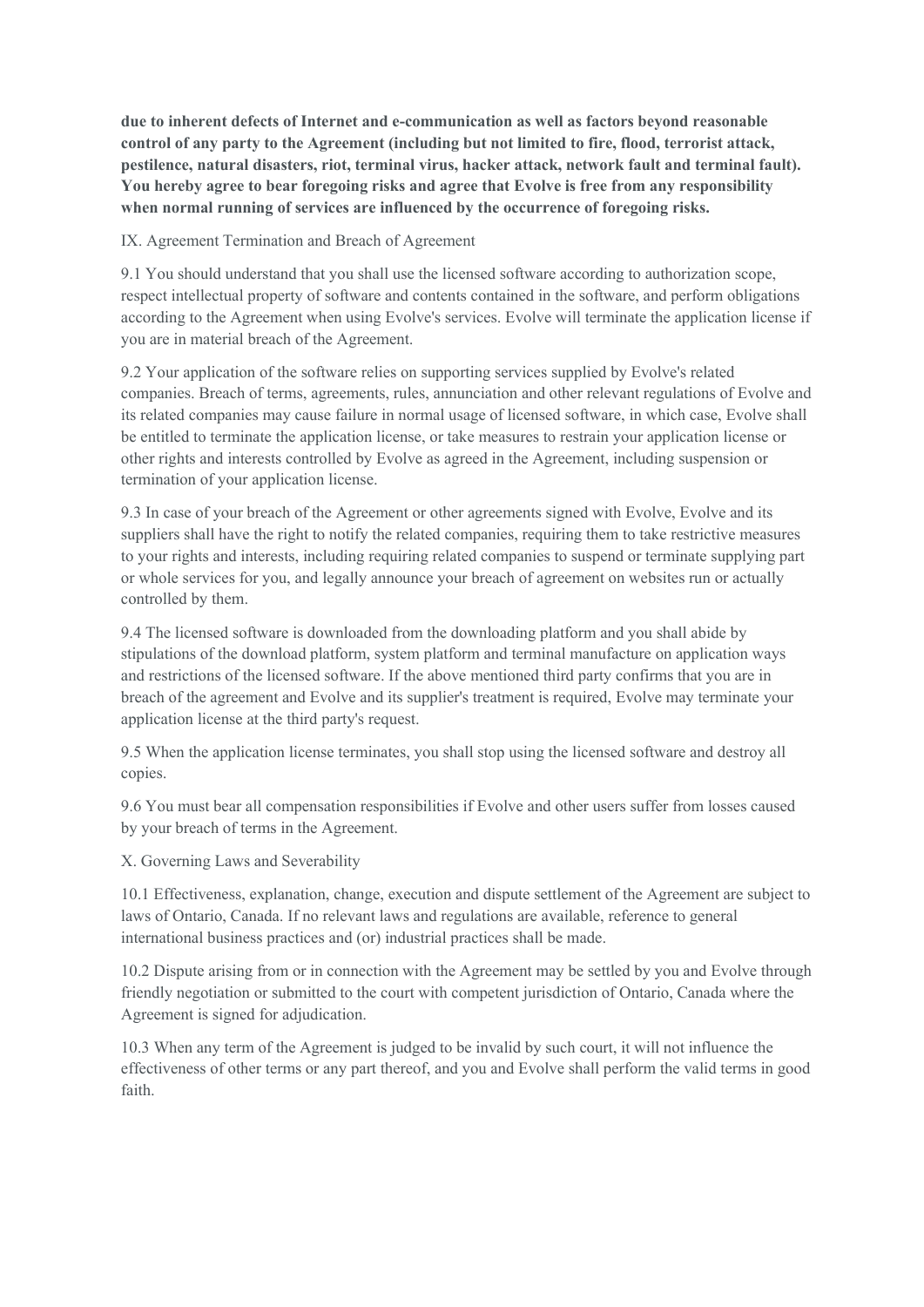**due to inherent defects of Internet and e-communication as well as factors beyond reasonable control of any party to the Agreement (including but not limited to fire, flood, terrorist attack, pestilence, natural disasters, riot, terminal virus, hacker attack, network fault and terminal fault). You hereby agree to bear foregoing risks and agree that Evolve is free from any responsibility when normal running of services are influenced by the occurrence of foregoing risks.**

IX. Agreement Termination and Breach of Agreement

9.1 You should understand that you shall use the licensed software according to authorization scope, respect intellectual property of software and contents contained in the software, and perform obligations according to the Agreement when using Evolve's services. Evolve will terminate the application license if you are in material breach of the Agreement.

9.2 Your application of the software relies on supporting services supplied by Evolve's related companies. Breach of terms, agreements, rules, annunciation and other relevant regulations of Evolve and its related companies may cause failure in normal usage of licensed software, in which case, Evolve shall be entitled to terminate the application license, or take measures to restrain your application license or other rights and interests controlled by Evolve as agreed in the Agreement, including suspension or termination of your application license.

9.3 In case of your breach of the Agreement or other agreements signed with Evolve, Evolve and its suppliers shall have the right to notify the related companies, requiring them to take restrictive measures to your rights and interests, including requiring related companies to suspend or terminate supplying part or whole services for you, and legally announce your breach of agreement on websites run or actually controlled by them.

9.4 The licensed software is downloaded from the downloading platform and you shall abide by stipulations of the download platform, system platform and terminal manufacture on application ways and restrictions of the licensed software. If the above mentioned third party confirms that you are in breach of the agreement and Evolve and its supplier's treatment is required, Evolve may terminate your application license at the third party's request.

9.5 When the application license terminates, you shall stop using the licensed software and destroy all copies.

9.6 You must bear all compensation responsibilities if Evolve and other users suffer from losses caused by your breach of terms in the Agreement.

X. Governing Laws and Severability

10.1 Effectiveness, explanation, change, execution and dispute settlement of the Agreement are subject to laws of Ontario, Canada. If no relevant laws and regulations are available, reference to general international business practices and (or) industrial practices shall be made.

10.2 Dispute arising from or in connection with the Agreement may be settled by you and Evolve through friendly negotiation or submitted to the court with competent jurisdiction of Ontario, Canada where the Agreement is signed for adjudication.

10.3 When any term of the Agreement is judged to be invalid by such court, it will not influence the effectiveness of other terms or any part thereof, and you and Evolve shall perform the valid terms in good faith.